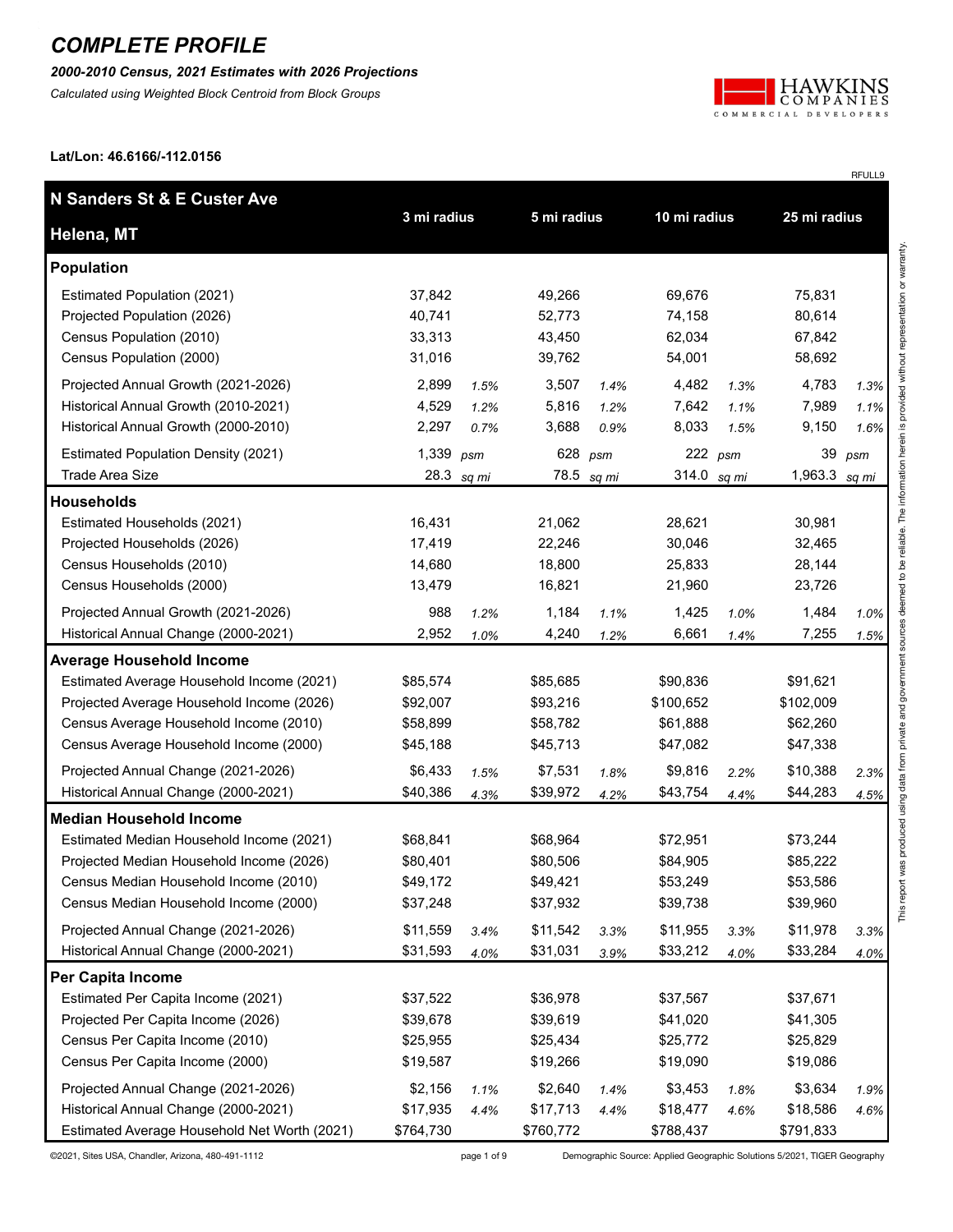# COMPLETE PROFILE

***2000-2010 Census, 2021 Estimates with 2026 Projections***

*Calculated using Weighted Block Centroid from Block Groups*

**Lat/Lon: 46.6166/-112.0156**

RFULL9

| **N Sanders St & E Custer Ave** **Helena, MT** | **3 mi radius** | | **5 mi radius** | | **10 mi radius** | | **25 mi radius** | |
|---|---|---|---|---|---|---|---|---|
| **Population** | | | | | | | | |
| Estimated Population (2021) | 37,842 | | 49,266 | | 69,676 | | 75,831 | |
| Projected Population (2026) | 40,741 | | 52,773 | | 74,158 | | 80,614 | |
| Census Population (2010) | 33,313 | | 43,450 | | 62,034 | | 67,842 | |
| Census Population (2000) | 31,016 | | 39,762 | | 54,001 | | 58,692 | |
| Projected Annual Growth (2021-2026) | 2,899 | *1.5%* | 3,507 | *1.4%* | 4,482 | *1.3%* | 4,783 | *1.3%* |
| Historical Annual Growth (2010-2021) | 4,529 | *1.2%* | 5,816 | *1.2%* | 7,642 | *1.1%* | 7,989 | *1.1%* |
| Historical Annual Growth (2000-2010) | 2,297 | *0.7%* | 3,688 | *0.9%* | 8,033 | *1.5%* | 9,150 | *1.6%* |
| Estimated Population Density (2021) | 1,339 | *psm* | 628 | *psm* | 222 | *psm* | 39 | *psm* |
| Trade Area Size | 28.3 | *sq mi* | 78.5 | *sq mi* | 314.0 | *sq mi* | 1,963.3 | *sq mi* |
| **Households** | | | | | | | | |
| Estimated Households (2021) | 16,431 | | 21,062 | | 28,621 | | 30,981 | |
| Projected Households (2026) | 17,419 | | 22,246 | | 30,046 | | 32,465 | |
| Census Households (2010) | 14,680 | | 18,800 | | 25,833 | | 28,144 | |
| Census Households (2000) | 13,479 | | 16,821 | | 21,960 | | 23,726 | |
| Projected Annual Growth (2021-2026) | 988 | *1.2%* | 1,184 | *1.1%* | 1,425 | *1.0%* | 1,484 | *1.0%* |
| Historical Annual Change (2000-2021) | 2,952 | *1.0%* | 4,240 | *1.2%* | 6,661 | *1.4%* | 7,255 | *1.5%* |
| **Average Household Income** | | | | | | | | |
| Estimated Average Household Income (2021) | $85,574 | | $85,685 | | $90,836 | | $91,621 | |
| Projected Average Household Income (2026) | $92,007 | | $93,216 | | $100,652 | | $102,009 | |
| Census Average Household Income (2010) | $58,899 | | $58,782 | | $61,888 | | $62,260 | |
| Census Average Household Income (2000) | $45,188 | | $45,713 | | $47,082 | | $47,338 | |
| Projected Annual Change (2021-2026) | $6,433 | *1.5%* | $7,531 | *1.8%* | $9,816 | *2.2%* | $10,388 | *2.3%* |
| Historical Annual Change (2000-2021) | $40,386 | *4.3%* | $39,972 | *4.2%* | $43,754 | *4.4%* | $44,283 | *4.5%* |
| **Median Household Income** | | | | | | | | |
| Estimated Median Household Income (2021) | $68,841 | | $68,964 | | $72,951 | | $73,244 | |
| Projected Median Household Income (2026) | $80,401 | | $80,506 | | $84,905 | | $85,222 | |
| Census Median Household Income (2010) | $49,172 | | $49,421 | | $53,249 | | $53,586 | |
| Census Median Household Income (2000) | $37,248 | | $37,932 | | $39,738 | | $39,960 | |
| Projected Annual Change (2021-2026) | $11,559 | *3.4%* | $11,542 | *3.3%* | $11,955 | *3.3%* | $11,978 | *3.3%* |
| Historical Annual Change (2000-2021) | $31,593 | *4.0%* | $31,031 | *3.9%* | $33,212 | *4.0%* | $33,284 | *4.0%* |
| **Per Capita Income** | | | | | | | | |
| Estimated Per Capita Income (2021) | $37,522 | | $36,978 | | $37,567 | | $37,671 | |
| Projected Per Capita Income (2026) | $39,678 | | $39,619 | | $41,020 | | $41,305 | |
| Census Per Capita Income (2010) | $25,955 | | $25,434 | | $25,772 | | $25,829 | |
| Census Per Capita Income (2000) | $19,587 | | $19,266 | | $19,090 | | $19,086 | |
| Projected Annual Change (2021-2026) | $2,156 | *1.1%* | $2,640 | *1.4%* | $3,453 | *1.8%* | $3,634 | *1.9%* |
| Historical Annual Change (2000-2021) | $17,935 | *4.4%* | $17,713 | *4.4%* | $18,477 | *4.6%* | $18,586 | *4.6%* |
| Estimated Average Household Net Worth (2021) | $764,730 | | $760,772 | | $788,437 | | $791,833 | |

This report was produced using data from private and government sources deemed to be reliable. The information herein is provided without representation or warranty.

©2021, Sites USA, Chandler, Arizona, 480-491-1112

Demographic Source: Applied Geographic Solutions 5/2021, TIGER Geography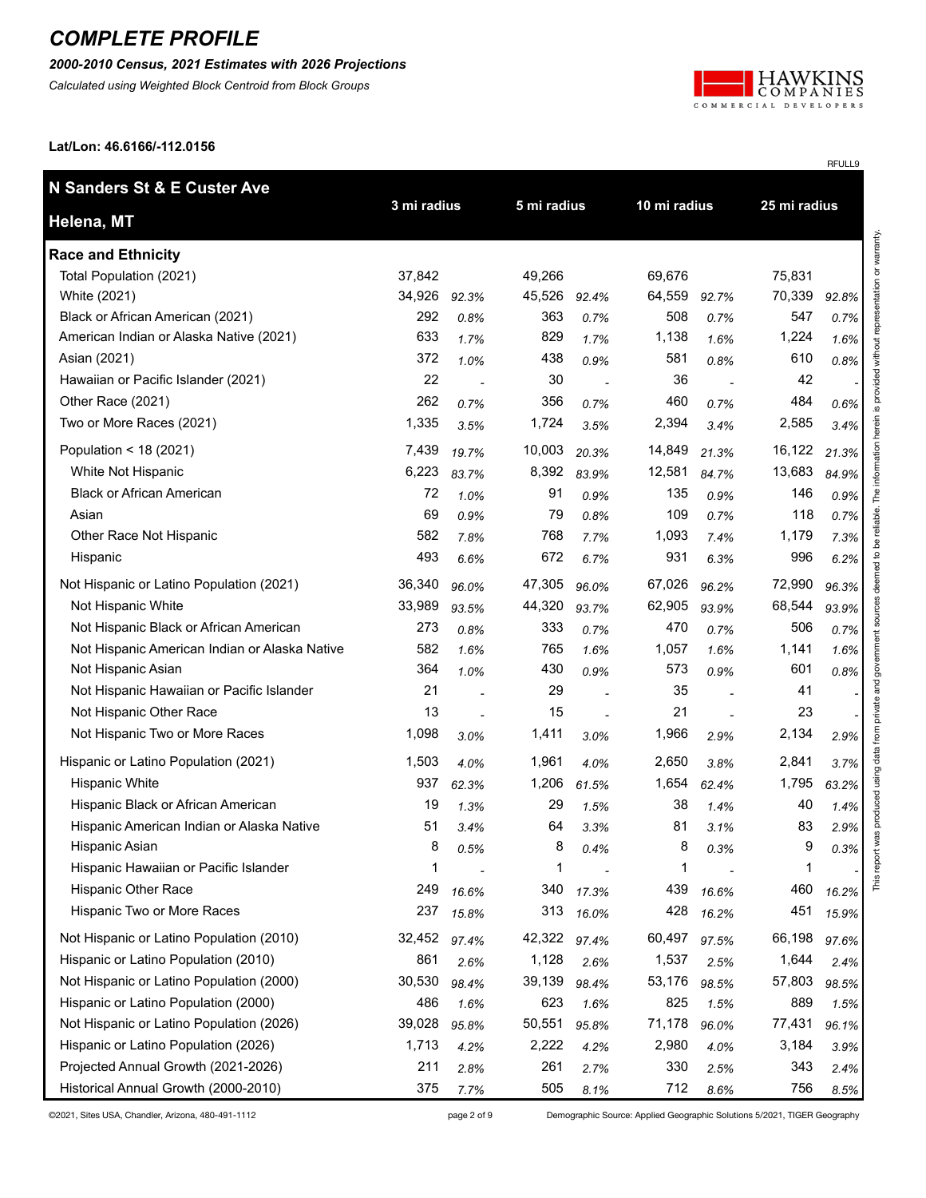# COMPLETE PROFILE

***2000-2010 Census, 2021 Estimates with 2026 Projections***

*Calculated using Weighted Block Centroid from Block Groups*

**Lat/Lon: 46.6166/-112.0156**

RFULL9

| N Sanders St & E Custer Ave<br>Helena, MT | 3 mi radius | | 5 mi radius | | 10 mi radius | | 25 mi radius | |
|---|---|---|---|---|---|---|---|---|
| **Race and Ethnicity** | | | | | | | | |
| Total Population (2021) | 37,842 | | 49,266 | | 69,676 | | 75,831 | |
| White (2021) | 34,926 | 92.3% | 45,526 | 92.4% | 64,559 | 92.7% | 70,339 | 92.8% |
| Black or African American (2021) | 292 | 0.8% | 363 | 0.7% | 508 | 0.7% | 547 | 0.7% |
| American Indian or Alaska Native (2021) | 633 | 1.7% | 829 | 1.7% | 1,138 | 1.6% | 1,224 | 1.6% |
| Asian (2021) | 372 | 1.0% | 438 | 0.9% | 581 | 0.8% | 610 | 0.8% |
| Hawaiian or Pacific Islander (2021) | 22 | - | 30 | - | 36 | - | 42 | - |
| Other Race (2021) | 262 | 0.7% | 356 | 0.7% | 460 | 0.7% | 484 | 0.6% |
| Two or More Races (2021) | 1,335 | 3.5% | 1,724 | 3.5% | 2,394 | 3.4% | 2,585 | 3.4% |
| Population < 18 (2021) | 7,439 | 19.7% | 10,003 | 20.3% | 14,849 | 21.3% | 16,122 | 21.3% |
| White Not Hispanic | 6,223 | 83.7% | 8,392 | 83.9% | 12,581 | 84.7% | 13,683 | 84.9% |
| Black or African American | 72 | 1.0% | 91 | 0.9% | 135 | 0.9% | 146 | 0.9% |
| Asian | 69 | 0.9% | 79 | 0.8% | 109 | 0.7% | 118 | 0.7% |
| Other Race Not Hispanic | 582 | 7.8% | 768 | 7.7% | 1,093 | 7.4% | 1,179 | 7.3% |
| Hispanic | 493 | 6.6% | 672 | 6.7% | 931 | 6.3% | 996 | 6.2% |
| Not Hispanic or Latino Population (2021) | 36,340 | 96.0% | 47,305 | 96.0% | 67,026 | 96.2% | 72,990 | 96.3% |
| Not Hispanic White | 33,989 | 93.5% | 44,320 | 93.7% | 62,905 | 93.9% | 68,544 | 93.9% |
| Not Hispanic Black or African American | 273 | 0.8% | 333 | 0.7% | 470 | 0.7% | 506 | 0.7% |
| Not Hispanic American Indian or Alaska Native | 582 | 1.6% | 765 | 1.6% | 1,057 | 1.6% | 1,141 | 1.6% |
| Not Hispanic Asian | 364 | 1.0% | 430 | 0.9% | 573 | 0.9% | 601 | 0.8% |
| Not Hispanic Hawaiian or Pacific Islander | 21 | - | 29 | - | 35 | - | 41 | - |
| Not Hispanic Other Race | 13 | - | 15 | - | 21 | - | 23 | - |
| Not Hispanic Two or More Races | 1,098 | 3.0% | 1,411 | 3.0% | 1,966 | 2.9% | 2,134 | 2.9% |
| Hispanic or Latino Population (2021) | 1,503 | 4.0% | 1,961 | 4.0% | 2,650 | 3.8% | 2,841 | 3.7% |
| Hispanic White | 937 | 62.3% | 1,206 | 61.5% | 1,654 | 62.4% | 1,795 | 63.2% |
| Hispanic Black or African American | 19 | 1.3% | 29 | 1.5% | 38 | 1.4% | 40 | 1.4% |
| Hispanic American Indian or Alaska Native | 51 | 3.4% | 64 | 3.3% | 81 | 3.1% | 83 | 2.9% |
| Hispanic Asian | 8 | 0.5% | 8 | 0.4% | 8 | 0.3% | 9 | 0.3% |
| Hispanic Hawaiian or Pacific Islander | 1 | - | 1 | - | 1 | - | 1 | - |
| Hispanic Other Race | 249 | 16.6% | 340 | 17.3% | 439 | 16.6% | 460 | 16.2% |
| Hispanic Two or More Races | 237 | 15.8% | 313 | 16.0% | 428 | 16.2% | 451 | 15.9% |
| Not Hispanic or Latino Population (2010) | 32,452 | 97.4% | 42,322 | 97.4% | 60,497 | 97.5% | 66,198 | 97.6% |
| Hispanic or Latino Population (2010) | 861 | 2.6% | 1,128 | 2.6% | 1,537 | 2.5% | 1,644 | 2.4% |
| Not Hispanic or Latino Population (2000) | 30,530 | 98.4% | 39,139 | 98.4% | 53,176 | 98.5% | 57,803 | 98.5% |
| Hispanic or Latino Population (2000) | 486 | 1.6% | 623 | 1.6% | 825 | 1.5% | 889 | 1.5% |
| Not Hispanic or Latino Population (2026) | 39,028 | 95.8% | 50,551 | 95.8% | 71,178 | 96.0% | 77,431 | 96.1% |
| Hispanic or Latino Population (2026) | 1,713 | 4.2% | 2,222 | 4.2% | 2,980 | 4.0% | 3,184 | 3.9% |
| Projected Annual Growth (2021-2026) | 211 | 2.8% | 261 | 2.7% | 330 | 2.5% | 343 | 2.4% |
| Historical Annual Growth (2000-2010) | 375 | 7.7% | 505 | 8.1% | 712 | 8.6% | 756 | 8.5% |

This report was produced using data from private and government sources deemed to be reliable. The information herein is provided without representation or warranty.

©2021, Sites USA, Chandler, Arizona, 480-491-1112

Demographic Source: Applied Geographic Solutions 5/2021, TIGER Geography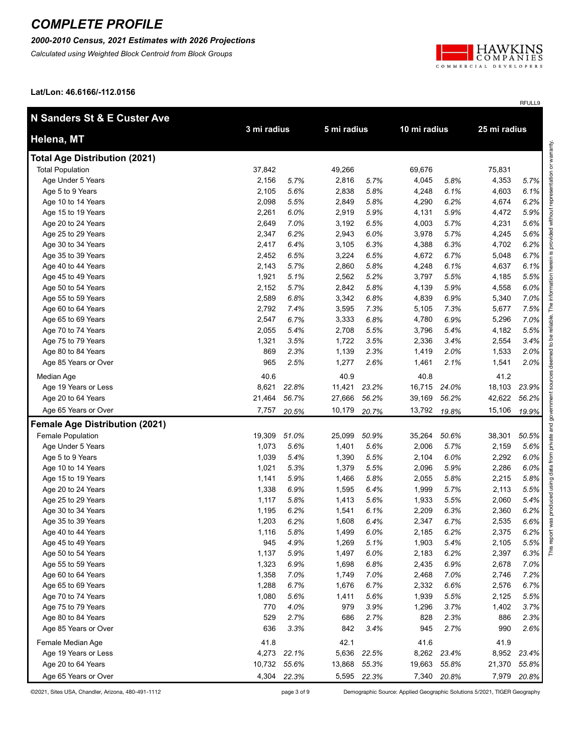# COMPLETE PROFILE

***2000-2010 Census, 2021 Estimates with 2026 Projections***

*Calculated using Weighted Block Centroid from Block Groups*

**Lat/Lon: 46.6166/-112.0156**

RFULL9

| **N Sanders St & E Custer Ave** **Helena, MT** | **3 mi radius** | | **5 mi radius** | | **10 mi radius** | | **25 mi radius** | |
|---|---|---|---|---|---|---|---|---|
| **Total Age Distribution (2021)** | | | | | | | | |
| Total Population | 37,842 | | 49,266 | | 69,676 | | 75,831 | |
| Age Under 5 Years | 2,156 | *5.7%* | 2,816 | *5.7%* | 4,045 | *5.8%* | 4,353 | *5.7%* |
| Age 5 to 9 Years | 2,105 | *5.6%* | 2,838 | *5.8%* | 4,248 | *6.1%* | 4,603 | *6.1%* |
| Age 10 to 14 Years | 2,098 | *5.5%* | 2,849 | *5.8%* | 4,290 | *6.2%* | 4,674 | *6.2%* |
| Age 15 to 19 Years | 2,261 | *6.0%* | 2,919 | *5.9%* | 4,131 | *5.9%* | 4,472 | *5.9%* |
| Age 20 to 24 Years | 2,649 | *7.0%* | 3,192 | *6.5%* | 4,003 | *5.7%* | 4,231 | *5.6%* |
| Age 25 to 29 Years | 2,347 | *6.2%* | 2,943 | *6.0%* | 3,978 | *5.7%* | 4,245 | *5.6%* |
| Age 30 to 34 Years | 2,417 | *6.4%* | 3,105 | *6.3%* | 4,388 | *6.3%* | 4,702 | *6.2%* |
| Age 35 to 39 Years | 2,452 | *6.5%* | 3,224 | *6.5%* | 4,672 | *6.7%* | 5,048 | *6.7%* |
| Age 40 to 44 Years | 2,143 | *5.7%* | 2,860 | *5.8%* | 4,248 | *6.1%* | 4,637 | *6.1%* |
| Age 45 to 49 Years | 1,921 | *5.1%* | 2,562 | *5.2%* | 3,797 | *5.5%* | 4,185 | *5.5%* |
| Age 50 to 54 Years | 2,152 | *5.7%* | 2,842 | *5.8%* | 4,139 | *5.9%* | 4,558 | *6.0%* |
| Age 55 to 59 Years | 2,589 | *6.8%* | 3,342 | *6.8%* | 4,839 | *6.9%* | 5,340 | *7.0%* |
| Age 60 to 64 Years | 2,792 | *7.4%* | 3,595 | *7.3%* | 5,105 | *7.3%* | 5,677 | *7.5%* |
| Age 65 to 69 Years | 2,547 | *6.7%* | 3,333 | *6.8%* | 4,780 | *6.9%* | 5,296 | *7.0%* |
| Age 70 to 74 Years | 2,055 | *5.4%* | 2,708 | *5.5%* | 3,796 | *5.4%* | 4,182 | *5.5%* |
| Age 75 to 79 Years | 1,321 | *3.5%* | 1,722 | *3.5%* | 2,336 | *3.4%* | 2,554 | *3.4%* |
| Age 80 to 84 Years | 869 | *2.3%* | 1,139 | *2.3%* | 1,419 | *2.0%* | 1,533 | *2.0%* |
| Age 85 Years or Over | 965 | *2.5%* | 1,277 | *2.6%* | 1,461 | *2.1%* | 1,541 | *2.0%* |
| Median Age | 40.6 | | 40.9 | | 40.8 | | 41.2 | |
| Age 19 Years or Less | 8,621 | *22.8%* | 11,421 | *23.2%* | 16,715 | *24.0%* | 18,103 | *23.9%* |
| Age 20 to 64 Years | 21,464 | *56.7%* | 27,666 | *56.2%* | 39,169 | *56.2%* | 42,622 | *56.2%* |
| Age 65 Years or Over | 7,757 | *20.5%* | 10,179 | *20.7%* | 13,792 | *19.8%* | 15,106 | *19.9%* |
| **Female Age Distribution (2021)** | | | | | | | | |
| Female Population | 19,309 | *51.0%* | 25,099 | *50.9%* | 35,264 | *50.6%* | 38,301 | *50.5%* |
| Age Under 5 Years | 1,073 | *5.6%* | 1,401 | *5.6%* | 2,006 | *5.7%* | 2,159 | *5.6%* |
| Age 5 to 9 Years | 1,039 | *5.4%* | 1,390 | *5.5%* | 2,104 | *6.0%* | 2,292 | *6.0%* |
| Age 10 to 14 Years | 1,021 | *5.3%* | 1,379 | *5.5%* | 2,096 | *5.9%* | 2,286 | *6.0%* |
| Age 15 to 19 Years | 1,141 | *5.9%* | 1,466 | *5.8%* | 2,055 | *5.8%* | 2,215 | *5.8%* |
| Age 20 to 24 Years | 1,338 | *6.9%* | 1,595 | *6.4%* | 1,999 | *5.7%* | 2,113 | *5.5%* |
| Age 25 to 29 Years | 1,117 | *5.8%* | 1,413 | *5.6%* | 1,933 | *5.5%* | 2,060 | *5.4%* |
| Age 30 to 34 Years | 1,195 | *6.2%* | 1,541 | *6.1%* | 2,209 | *6.3%* | 2,360 | *6.2%* |
| Age 35 to 39 Years | 1,203 | *6.2%* | 1,608 | *6.4%* | 2,347 | *6.7%* | 2,535 | *6.6%* |
| Age 40 to 44 Years | 1,116 | *5.8%* | 1,499 | *6.0%* | 2,185 | *6.2%* | 2,375 | *6.2%* |
| Age 45 to 49 Years | 945 | *4.9%* | 1,269 | *5.1%* | 1,903 | *5.4%* | 2,105 | *5.5%* |
| Age 50 to 54 Years | 1,137 | *5.9%* | 1,497 | *6.0%* | 2,183 | *6.2%* | 2,397 | *6.3%* |
| Age 55 to 59 Years | 1,323 | *6.9%* | 1,698 | *6.8%* | 2,435 | *6.9%* | 2,678 | *7.0%* |
| Age 60 to 64 Years | 1,358 | *7.0%* | 1,749 | *7.0%* | 2,468 | *7.0%* | 2,746 | *7.2%* |
| Age 65 to 69 Years | 1,288 | *6.7%* | 1,676 | *6.7%* | 2,332 | *6.6%* | 2,576 | *6.7%* |
| Age 70 to 74 Years | 1,080 | *5.6%* | 1,411 | *5.6%* | 1,939 | *5.5%* | 2,125 | *5.5%* |
| Age 75 to 79 Years | 770 | *4.0%* | 979 | *3.9%* | 1,296 | *3.7%* | 1,402 | *3.7%* |
| Age 80 to 84 Years | 529 | *2.7%* | 686 | *2.7%* | 828 | *2.3%* | 886 | *2.3%* |
| Age 85 Years or Over | 636 | *3.3%* | 842 | *3.4%* | 945 | *2.7%* | 990 | *2.6%* |
| Female Median Age | 41.8 | | 42.1 | | 41.6 | | 41.9 | |
| Age 19 Years or Less | 4,273 | *22.1%* | 5,636 | *22.5%* | 8,262 | *23.4%* | 8,952 | *23.4%* |
| Age 20 to 64 Years | 10,732 | *55.6%* | 13,868 | *55.3%* | 19,663 | *55.8%* | 21,370 | *55.8%* |
| Age 65 Years or Over | 4,304 | *22.3%* | 5,595 | *22.3%* | 7,340 | *20.8%* | 7,979 | *20.8%* |

This report was produced using data from private and government sources deemed to be reliable. The information herein is provided without representation or warranty.

©2021, Sites USA, Chandler, Arizona, 480-491-1112

Demographic Source: Applied Geographic Solutions 5/2021, TIGER Geography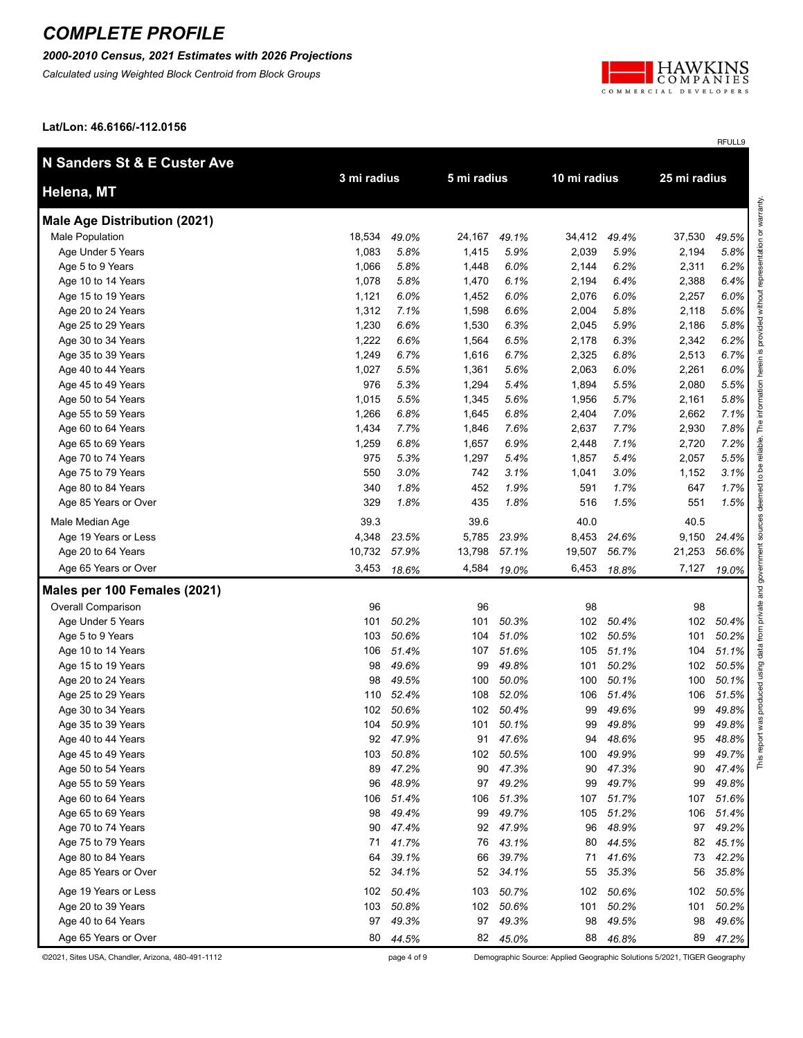# COMPLETE PROFILE

***2000-2010 Census, 2021 Estimates with 2026 Projections***

*Calculated using Weighted Block Centroid from Block Groups*

**Lat/Lon: 46.6166/-112.0156**

RFULL9

| N Sanders St & E Custer Ave<br>Helena, MT | 3 mi radius | | 5 mi radius | | 10 mi radius | | 25 mi radius | |
|---|---|---|---|---|---|---|---|---|
| **Male Age Distribution (2021)** | | | | | | | | |
| Male Population | 18,534 | *49.0%* | 24,167 | *49.1%* | 34,412 | *49.4%* | 37,530 | *49.5%* |
| Age Under 5 Years | 1,083 | *5.8%* | 1,415 | *5.9%* | 2,039 | *5.9%* | 2,194 | *5.8%* |
| Age 5 to 9 Years | 1,066 | *5.8%* | 1,448 | *6.0%* | 2,144 | *6.2%* | 2,311 | *6.2%* |
| Age 10 to 14 Years | 1,078 | *5.8%* | 1,470 | *6.1%* | 2,194 | *6.4%* | 2,388 | *6.4%* |
| Age 15 to 19 Years | 1,121 | *6.0%* | 1,452 | *6.0%* | 2,076 | *6.0%* | 2,257 | *6.0%* |
| Age 20 to 24 Years | 1,312 | *7.1%* | 1,598 | *6.6%* | 2,004 | *5.8%* | 2,118 | *5.6%* |
| Age 25 to 29 Years | 1,230 | *6.6%* | 1,530 | *6.3%* | 2,045 | *5.9%* | 2,186 | *5.8%* |
| Age 30 to 34 Years | 1,222 | *6.6%* | 1,564 | *6.5%* | 2,178 | *6.3%* | 2,342 | *6.2%* |
| Age 35 to 39 Years | 1,249 | *6.7%* | 1,616 | *6.7%* | 2,325 | *6.8%* | 2,513 | *6.7%* |
| Age 40 to 44 Years | 1,027 | *5.5%* | 1,361 | *5.6%* | 2,063 | *6.0%* | 2,261 | *6.0%* |
| Age 45 to 49 Years | 976 | *5.3%* | 1,294 | *5.4%* | 1,894 | *5.5%* | 2,080 | *5.5%* |
| Age 50 to 54 Years | 1,015 | *5.5%* | 1,345 | *5.6%* | 1,956 | *5.7%* | 2,161 | *5.8%* |
| Age 55 to 59 Years | 1,266 | *6.8%* | 1,645 | *6.8%* | 2,404 | *7.0%* | 2,662 | *7.1%* |
| Age 60 to 64 Years | 1,434 | *7.7%* | 1,846 | *7.6%* | 2,637 | *7.7%* | 2,930 | *7.8%* |
| Age 65 to 69 Years | 1,259 | *6.8%* | 1,657 | *6.9%* | 2,448 | *7.1%* | 2,720 | *7.2%* |
| Age 70 to 74 Years | 975 | *5.3%* | 1,297 | *5.4%* | 1,857 | *5.4%* | 2,057 | *5.5%* |
| Age 75 to 79 Years | 550 | *3.0%* | 742 | *3.1%* | 1,041 | *3.0%* | 1,152 | *3.1%* |
| Age 80 to 84 Years | 340 | *1.8%* | 452 | *1.9%* | 591 | *1.7%* | 647 | *1.7%* |
| Age 85 Years or Over | 329 | *1.8%* | 435 | *1.8%* | 516 | *1.5%* | 551 | *1.5%* |
| Male Median Age | 39.3 | | 39.6 | | 40.0 | | 40.5 | |
| Age 19 Years or Less | 4,348 | *23.5%* | 5,785 | *23.9%* | 8,453 | *24.6%* | 9,150 | *24.4%* |
| Age 20 to 64 Years | 10,732 | *57.9%* | 13,798 | *57.1%* | 19,507 | *56.7%* | 21,253 | *56.6%* |
| Age 65 Years or Over | 3,453 | *18.6%* | 4,584 | *19.0%* | 6,453 | *18.8%* | 7,127 | *19.0%* |
| **Males per 100 Females (2021)** | | | | | | | | |
| Overall Comparison | 96 | | 96 | | 98 | | 98 | |
| Age Under 5 Years | 101 | *50.2%* | 101 | *50.3%* | 102 | *50.4%* | 102 | *50.4%* |
| Age 5 to 9 Years | 103 | *50.6%* | 104 | *51.0%* | 102 | *50.5%* | 101 | *50.2%* |
| Age 10 to 14 Years | 106 | *51.4%* | 107 | *51.6%* | 105 | *51.1%* | 104 | *51.1%* |
| Age 15 to 19 Years | 98 | *49.6%* | 99 | *49.8%* | 101 | *50.2%* | 102 | *50.5%* |
| Age 20 to 24 Years | 98 | *49.5%* | 100 | *50.0%* | 100 | *50.1%* | 100 | *50.1%* |
| Age 25 to 29 Years | 110 | *52.4%* | 108 | *52.0%* | 106 | *51.4%* | 106 | *51.5%* |
| Age 30 to 34 Years | 102 | *50.6%* | 102 | *50.4%* | 99 | *49.6%* | 99 | *49.8%* |
| Age 35 to 39 Years | 104 | *50.9%* | 101 | *50.1%* | 99 | *49.8%* | 99 | *49.8%* |
| Age 40 to 44 Years | 92 | *47.9%* | 91 | *47.6%* | 94 | *48.6%* | 95 | *48.8%* |
| Age 45 to 49 Years | 103 | *50.8%* | 102 | *50.5%* | 100 | *49.9%* | 99 | *49.7%* |
| Age 50 to 54 Years | 89 | *47.2%* | 90 | *47.3%* | 90 | *47.3%* | 90 | *47.4%* |
| Age 55 to 59 Years | 96 | *48.9%* | 97 | *49.2%* | 99 | *49.7%* | 99 | *49.8%* |
| Age 60 to 64 Years | 106 | *51.4%* | 106 | *51.3%* | 107 | *51.7%* | 107 | *51.6%* |
| Age 65 to 69 Years | 98 | *49.4%* | 99 | *49.7%* | 105 | *51.2%* | 106 | *51.4%* |
| Age 70 to 74 Years | 90 | *47.4%* | 92 | *47.9%* | 96 | *48.9%* | 97 | *49.2%* |
| Age 75 to 79 Years | 71 | *41.7%* | 76 | *43.1%* | 80 | *44.5%* | 82 | *45.1%* |
| Age 80 to 84 Years | 64 | *39.1%* | 66 | *39.7%* | 71 | *41.6%* | 73 | *42.2%* |
| Age 85 Years or Over | 52 | *34.1%* | 52 | *34.1%* | 55 | *35.3%* | 56 | *35.8%* |
| Age 19 Years or Less | 102 | *50.4%* | 103 | *50.7%* | 102 | *50.6%* | 102 | *50.5%* |
| Age 20 to 39 Years | 103 | *50.8%* | 102 | *50.6%* | 101 | *50.2%* | 101 | *50.2%* |
| Age 40 to 64 Years | 97 | *49.3%* | 97 | *49.3%* | 98 | *49.5%* | 98 | *49.6%* |
| Age 65 Years or Over | 80 | *44.5%* | 82 | *45.0%* | 88 | *46.8%* | 89 | *47.2%* |

This report was produced using data from private and government sources deemed to be reliable. The information herein is provided without representation or warranty.

©2021, Sites USA, Chandler, Arizona, 480-491-1112

Demographic Source: Applied Geographic Solutions 5/2021, TIGER Geography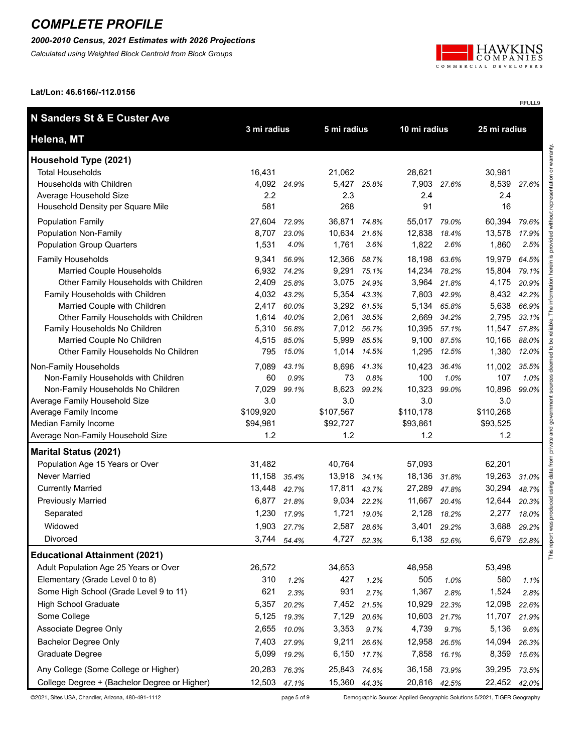# COMPLETE PROFILE

***2000-2010 Census, 2021 Estimates with 2026 Projections***

*Calculated using Weighted Block Centroid from Block Groups*

**Lat/Lon: 46.6166/-112.0156**

RFULL9

| **N Sanders St & E Custer Ave**<br>**Helena, MT** | 3 mi radius | | 5 mi radius | | 10 mi radius | | 25 mi radius | |
|---|---|---|---|---|---|---|---|---|
| **Household Type (2021)** | | | | | | | | |
| Total Households | 16,431 | | 21,062 | | 28,621 | | 30,981 | |
| Households with Children | 4,092 | *24.9%* | 5,427 | *25.8%* | 7,903 | *27.6%* | 8,539 | *27.6%* |
| Average Household Size | 2.2 | | 2.3 | | 2.4 | | 2.4 | |
| Household Density per Square Mile | 581 | | 268 | | 91 | | 16 | |
| Population Family | 27,604 | *72.9%* | 36,871 | *74.8%* | 55,017 | *79.0%* | 60,394 | *79.6%* |
| Population Non-Family | 8,707 | *23.0%* | 10,634 | *21.6%* | 12,838 | *18.4%* | 13,578 | *17.9%* |
| Population Group Quarters | 1,531 | *4.0%* | 1,761 | *3.6%* | 1,822 | *2.6%* | 1,860 | *2.5%* |
| Family Households | 9,341 | *56.9%* | 12,366 | *58.7%* | 18,198 | *63.6%* | 19,979 | *64.5%* |
| Married Couple Households | 6,932 | *74.2%* | 9,291 | *75.1%* | 14,234 | *78.2%* | 15,804 | *79.1%* |
| Other Family Households with Children | 2,409 | *25.8%* | 3,075 | *24.9%* | 3,964 | *21.8%* | 4,175 | *20.9%* |
| Family Households with Children | 4,032 | *43.2%* | 5,354 | *43.3%* | 7,803 | *42.9%* | 8,432 | *42.2%* |
| Married Couple with Children | 2,417 | *60.0%* | 3,292 | *61.5%* | 5,134 | *65.8%* | 5,638 | *66.9%* |
| Other Family Households with Children | 1,614 | *40.0%* | 2,061 | *38.5%* | 2,669 | *34.2%* | 2,795 | *33.1%* |
| Family Households No Children | 5,310 | *56.8%* | 7,012 | *56.7%* | 10,395 | *57.1%* | 11,547 | *57.8%* |
| Married Couple No Children | 4,515 | *85.0%* | 5,999 | *85.5%* | 9,100 | *87.5%* | 10,166 | *88.0%* |
| Other Family Households No Children | 795 | *15.0%* | 1,014 | *14.5%* | 1,295 | *12.5%* | 1,380 | *12.0%* |
| Non-Family Households | 7,089 | *43.1%* | 8,696 | *41.3%* | 10,423 | *36.4%* | 11,002 | *35.5%* |
| Non-Family Households with Children | 60 | *0.9%* | 73 | *0.8%* | 100 | *1.0%* | 107 | *1.0%* |
| Non-Family Households No Children | 7,029 | *99.1%* | 8,623 | *99.2%* | 10,323 | *99.0%* | 10,896 | *99.0%* |
| Average Family Household Size | 3.0 | | 3.0 | | 3.0 | | 3.0 | |
| Average Family Income | $109,920 | | $107,567 | | $110,178 | | $110,268 | |
| Median Family Income | $94,981 | | $92,727 | | $93,861 | | $93,525 | |
| Average Non-Family Household Size | 1.2 | | 1.2 | | 1.2 | | 1.2 | |
| **Marital Status (2021)** | | | | | | | | |
| Population Age 15 Years or Over | 31,482 | | 40,764 | | 57,093 | | 62,201 | |
| Never Married | 11,158 | *35.4%* | 13,918 | *34.1%* | 18,136 | *31.8%* | 19,263 | *31.0%* |
| Currently Married | 13,448 | *42.7%* | 17,811 | *43.7%* | 27,289 | *47.8%* | 30,294 | *48.7%* |
| Previously Married | 6,877 | *21.8%* | 9,034 | *22.2%* | 11,667 | *20.4%* | 12,644 | *20.3%* |
| Separated | 1,230 | *17.9%* | 1,721 | *19.0%* | 2,128 | *18.2%* | 2,277 | *18.0%* |
| Widowed | 1,903 | *27.7%* | 2,587 | *28.6%* | 3,401 | *29.2%* | 3,688 | *29.2%* |
| Divorced | 3,744 | *54.4%* | 4,727 | *52.3%* | 6,138 | *52.6%* | 6,679 | *52.8%* |
| **Educational Attainment (2021)** | | | | | | | | |
| Adult Population Age 25 Years or Over | 26,572 | | 34,653 | | 48,958 | | 53,498 | |
| Elementary (Grade Level 0 to 8) | 310 | *1.2%* | 427 | *1.2%* | 505 | *1.0%* | 580 | *1.1%* |
| Some High School (Grade Level 9 to 11) | 621 | *2.3%* | 931 | *2.7%* | 1,367 | *2.8%* | 1,524 | *2.8%* |
| High School Graduate | 5,357 | *20.2%* | 7,452 | *21.5%* | 10,929 | *22.3%* | 12,098 | *22.6%* |
| Some College | 5,125 | *19.3%* | 7,129 | *20.6%* | 10,603 | *21.7%* | 11,707 | *21.9%* |
| Associate Degree Only | 2,655 | *10.0%* | 3,353 | *9.7%* | 4,739 | *9.7%* | 5,136 | *9.6%* |
| Bachelor Degree Only | 7,403 | *27.9%* | 9,211 | *26.6%* | 12,958 | *26.5%* | 14,094 | *26.3%* |
| Graduate Degree | 5,099 | *19.2%* | 6,150 | *17.7%* | 7,858 | *16.1%* | 8,359 | *15.6%* |
| Any College (Some College or Higher) | 20,283 | *76.3%* | 25,843 | *74.6%* | 36,158 | *73.9%* | 39,295 | *73.5%* |
| College Degree + (Bachelor Degree or Higher) | 12,503 | *47.1%* | 15,360 | *44.3%* | 20,816 | *42.5%* | 22,452 | *42.0%* |

This report was produced using data from private and government sources deemed to be reliable. The information herein is provided without representation or warranty.

©2021, Sites USA, Chandler, Arizona, 480-491-1112 — Demographic Source: Applied Geographic Solutions 5/2021, TIGER Geography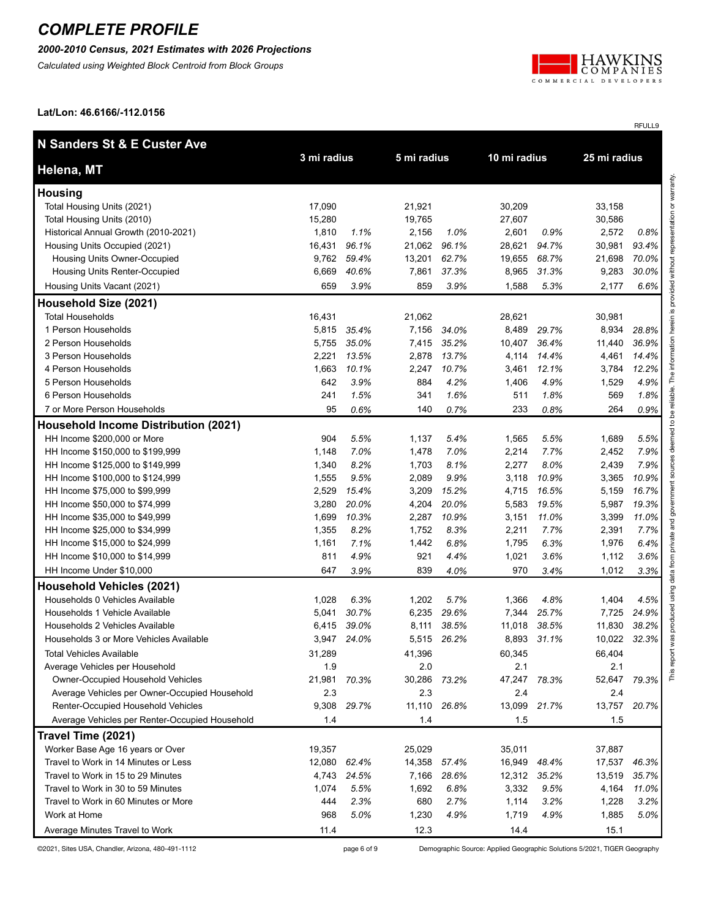# COMPLETE PROFILE

***2000-2010 Census, 2021 Estimates with 2026 Projections***

*Calculated using Weighted Block Centroid from Block Groups*

HAWKINS COMPANIES COMMERCIAL DEVELOPERS

**Lat/Lon: 46.6166/-112.0156**

RFULL9

| **N Sanders St & E Custer Ave**<br>**Helena, MT** | 3 mi radius | | 5 mi radius | | 10 mi radius | | 25 mi radius | |
|---|---|---|---|---|---|---|---|---|
| **Housing** | | | | | | | | |
| Total Housing Units (2021) | 17,090 | | 21,921 | | 30,209 | | 33,158 | |
| Total Housing Units (2010) | 15,280 | | 19,765 | | 27,607 | | 30,586 | |
| Historical Annual Growth (2010-2021) | 1,810 | *1.1%* | 2,156 | *1.0%* | 2,601 | *0.9%* | 2,572 | *0.8%* |
| Housing Units Occupied (2021) | 16,431 | *96.1%* | 21,062 | *96.1%* | 28,621 | *94.7%* | 30,981 | *93.4%* |
| Housing Units Owner-Occupied | 9,762 | *59.4%* | 13,201 | *62.7%* | 19,655 | *68.7%* | 21,698 | *70.0%* |
| Housing Units Renter-Occupied | 6,669 | *40.6%* | 7,861 | *37.3%* | 8,965 | *31.3%* | 9,283 | *30.0%* |
| Housing Units Vacant (2021) | 659 | *3.9%* | 859 | *3.9%* | 1,588 | *5.3%* | 2,177 | *6.6%* |
| **Household Size (2021)** | | | | | | | | |
| Total Households | 16,431 | | 21,062 | | 28,621 | | 30,981 | |
| 1 Person Households | 5,815 | *35.4%* | 7,156 | *34.0%* | 8,489 | *29.7%* | 8,934 | *28.8%* |
| 2 Person Households | 5,755 | *35.0%* | 7,415 | *35.2%* | 10,407 | *36.4%* | 11,440 | *36.9%* |
| 3 Person Households | 2,221 | *13.5%* | 2,878 | *13.7%* | 4,114 | *14.4%* | 4,461 | *14.4%* |
| 4 Person Households | 1,663 | *10.1%* | 2,247 | *10.7%* | 3,461 | *12.1%* | 3,784 | *12.2%* |
| 5 Person Households | 642 | *3.9%* | 884 | *4.2%* | 1,406 | *4.9%* | 1,529 | *4.9%* |
| 6 Person Households | 241 | *1.5%* | 341 | *1.6%* | 511 | *1.8%* | 569 | *1.8%* |
| 7 or More Person Households | 95 | *0.6%* | 140 | *0.7%* | 233 | *0.8%* | 264 | *0.9%* |
| **Household Income Distribution (2021)** | | | | | | | | |
| HH Income $200,000 or More | 904 | *5.5%* | 1,137 | *5.4%* | 1,565 | *5.5%* | 1,689 | *5.5%* |
| HH Income $150,000 to $199,999 | 1,148 | *7.0%* | 1,478 | *7.0%* | 2,214 | *7.7%* | 2,452 | *7.9%* |
| HH Income $125,000 to $149,999 | 1,340 | *8.2%* | 1,703 | *8.1%* | 2,277 | *8.0%* | 2,439 | *7.9%* |
| HH Income $100,000 to $124,999 | 1,555 | *9.5%* | 2,089 | *9.9%* | 3,118 | *10.9%* | 3,365 | *10.9%* |
| HH Income $75,000 to $99,999 | 2,529 | *15.4%* | 3,209 | *15.2%* | 4,715 | *16.5%* | 5,159 | *16.7%* |
| HH Income $50,000 to $74,999 | 3,280 | *20.0%* | 4,204 | *20.0%* | 5,583 | *19.5%* | 5,987 | *19.3%* |
| HH Income $35,000 to $49,999 | 1,699 | *10.3%* | 2,287 | *10.9%* | 3,151 | *11.0%* | 3,399 | *11.0%* |
| HH Income $25,000 to $34,999 | 1,355 | *8.2%* | 1,752 | *8.3%* | 2,211 | *7.7%* | 2,391 | *7.7%* |
| HH Income $15,000 to $24,999 | 1,161 | *7.1%* | 1,442 | *6.8%* | 1,795 | *6.3%* | 1,976 | *6.4%* |
| HH Income $10,000 to $14,999 | 811 | *4.9%* | 921 | *4.4%* | 1,021 | *3.6%* | 1,112 | *3.6%* |
| HH Income Under $10,000 | 647 | *3.9%* | 839 | *4.0%* | 970 | *3.4%* | 1,012 | *3.3%* |
| **Household Vehicles (2021)** | | | | | | | | |
| Households 0 Vehicles Available | 1,028 | *6.3%* | 1,202 | *5.7%* | 1,366 | *4.8%* | 1,404 | *4.5%* |
| Households 1 Vehicle Available | 5,041 | *30.7%* | 6,235 | *29.6%* | 7,344 | *25.7%* | 7,725 | *24.9%* |
| Households 2 Vehicles Available | 6,415 | *39.0%* | 8,111 | *38.5%* | 11,018 | *38.5%* | 11,830 | *38.2%* |
| Households 3 or More Vehicles Available | 3,947 | *24.0%* | 5,515 | *26.2%* | 8,893 | *31.1%* | 10,022 | *32.3%* |
| Total Vehicles Available | 31,289 | | 41,396 | | 60,345 | | 66,404 | |
| Average Vehicles per Household | 1.9 | | 2.0 | | 2.1 | | 2.1 | |
| Owner-Occupied Household Vehicles | 21,981 | *70.3%* | 30,286 | *73.2%* | 47,247 | *78.3%* | 52,647 | *79.3%* |
| Average Vehicles per Owner-Occupied Household | 2.3 | | 2.3 | | 2.4 | | 2.4 | |
| Renter-Occupied Household Vehicles | 9,308 | *29.7%* | 11,110 | *26.8%* | 13,099 | *21.7%* | 13,757 | *20.7%* |
| Average Vehicles per Renter-Occupied Household | 1.4 | | 1.4 | | 1.5 | | 1.5 | |
| **Travel Time (2021)** | | | | | | | | |
| Worker Base Age 16 years or Over | 19,357 | | 25,029 | | 35,011 | | 37,887 | |
| Travel to Work in 14 Minutes or Less | 12,080 | *62.4%* | 14,358 | *57.4%* | 16,949 | *48.4%* | 17,537 | *46.3%* |
| Travel to Work in 15 to 29 Minutes | 4,743 | *24.5%* | 7,166 | *28.6%* | 12,312 | *35.2%* | 13,519 | *35.7%* |
| Travel to Work in 30 to 59 Minutes | 1,074 | *5.5%* | 1,692 | *6.8%* | 3,332 | *9.5%* | 4,164 | *11.0%* |
| Travel to Work in 60 Minutes or More | 444 | *2.3%* | 680 | *2.7%* | 1,114 | *3.2%* | 1,228 | *3.2%* |
| Work at Home | 968 | *5.0%* | 1,230 | *4.9%* | 1,719 | *4.9%* | 1,885 | *5.0%* |
| Average Minutes Travel to Work | 11.4 | | 12.3 | | 14.4 | | 15.1 | |

This report was produced using data from private and government sources deemed to be reliable. The information herein is provided without representation or warranty.

©2021, Sites USA, Chandler, Arizona, 480-491-1112

Demographic Source: Applied Geographic Solutions 5/2021, TIGER Geography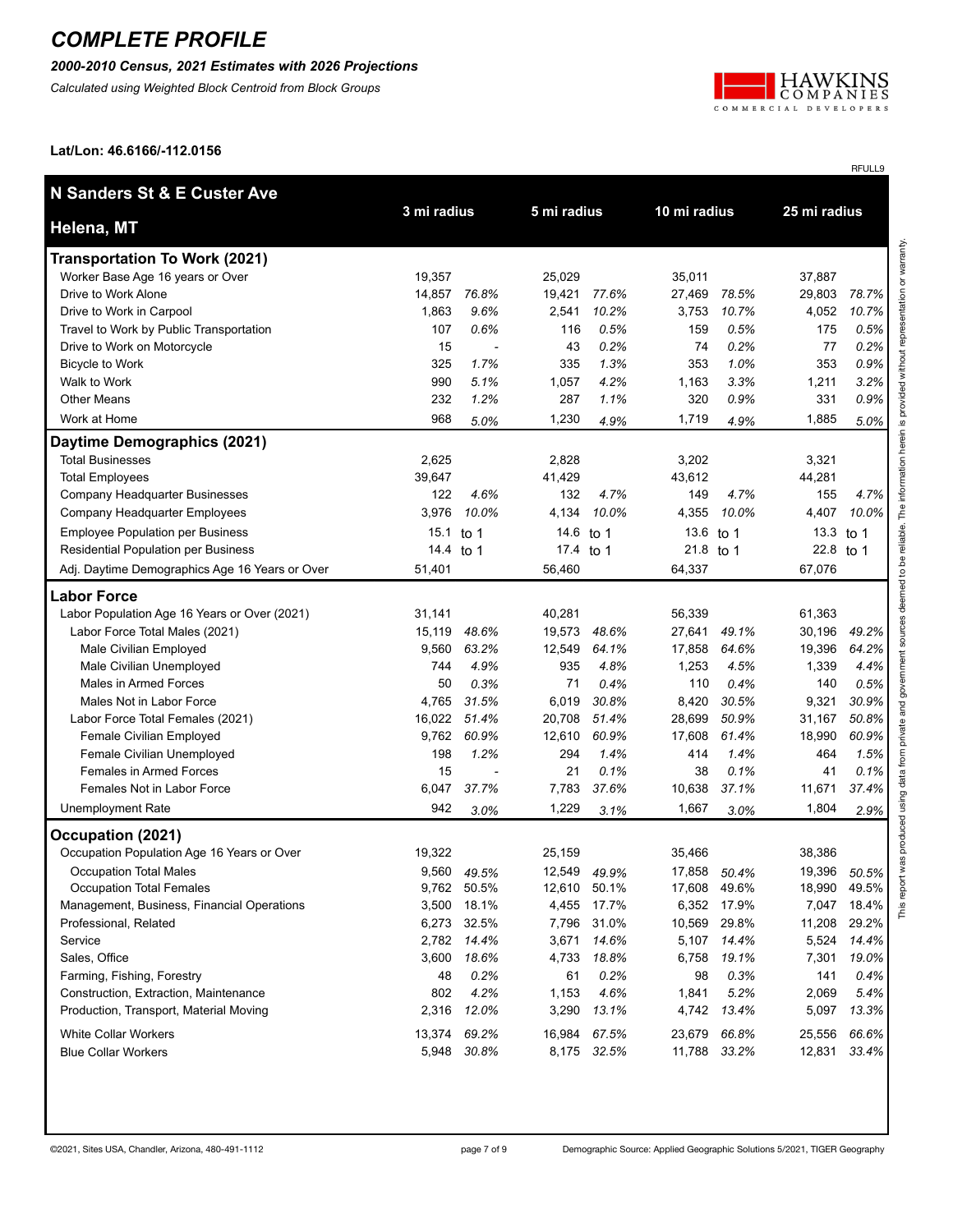# COMPLETE PROFILE

***2000-2010 Census, 2021 Estimates with 2026 Projections***

*Calculated using Weighted Block Centroid from Block Groups*

**Lat/Lon: 46.6166/-112.0156**

RFULL9

| **N Sanders St & E Custer Ave<br>Helena, MT** | **3 mi radius** | | **5 mi radius** | | **10 mi radius** | | **25 mi radius** | |
|---|---|---|---|---|---|---|---|---|
| **Transportation To Work (2021)** | | | | | | | | |
| Worker Base Age 16 years or Over | 19,357 | | 25,029 | | 35,011 | | 37,887 | |
| Drive to Work Alone | 14,857 | *76.8%* | 19,421 | *77.6%* | 27,469 | *78.5%* | 29,803 | *78.7%* |
| Drive to Work in Carpool | 1,863 | *9.6%* | 2,541 | *10.2%* | 3,753 | *10.7%* | 4,052 | *10.7%* |
| Travel to Work by Public Transportation | 107 | *0.6%* | 116 | *0.5%* | 159 | *0.5%* | 175 | *0.5%* |
| Drive to Work on Motorcycle | 15 | - | 43 | *0.2%* | 74 | *0.2%* | 77 | *0.2%* |
| Bicycle to Work | 325 | *1.7%* | 335 | *1.3%* | 353 | *1.0%* | 353 | *0.9%* |
| Walk to Work | 990 | *5.1%* | 1,057 | *4.2%* | 1,163 | *3.3%* | 1,211 | *3.2%* |
| Other Means | 232 | *1.2%* | 287 | *1.1%* | 320 | *0.9%* | 331 | *0.9%* |
| Work at Home | 968 | *5.0%* | 1,230 | *4.9%* | 1,719 | *4.9%* | 1,885 | *5.0%* |
| **Daytime Demographics (2021)** | | | | | | | | |
| Total Businesses | 2,625 | | 2,828 | | 3,202 | | 3,321 | |
| Total Employees | 39,647 | | 41,429 | | 43,612 | | 44,281 | |
| Company Headquarter Businesses | 122 | *4.6%* | 132 | *4.7%* | 149 | *4.7%* | 155 | *4.7%* |
| Company Headquarter Employees | 3,976 | *10.0%* | 4,134 | *10.0%* | 4,355 | *10.0%* | 4,407 | *10.0%* |
| Employee Population per Business | 15.1 | to 1 | 14.6 | to 1 | 13.6 | to 1 | 13.3 | to 1 |
| Residential Population per Business | 14.4 | to 1 | 17.4 | to 1 | 21.8 | to 1 | 22.8 | to 1 |
| Adj. Daytime Demographics Age 16 Years or Over | 51,401 | | 56,460 | | 64,337 | | 67,076 | |
| **Labor Force** | | | | | | | | |
| Labor Population Age 16 Years or Over (2021) | 31,141 | | 40,281 | | 56,339 | | 61,363 | |
| Labor Force Total Males (2021) | 15,119 | *48.6%* | 19,573 | *48.6%* | 27,641 | *49.1%* | 30,196 | *49.2%* |
| Male Civilian Employed | 9,560 | *63.2%* | 12,549 | *64.1%* | 17,858 | *64.6%* | 19,396 | *64.2%* |
| Male Civilian Unemployed | 744 | *4.9%* | 935 | *4.8%* | 1,253 | *4.5%* | 1,339 | *4.4%* |
| Males in Armed Forces | 50 | *0.3%* | 71 | *0.4%* | 110 | *0.4%* | 140 | *0.5%* |
| Males Not in Labor Force | 4,765 | *31.5%* | 6,019 | *30.8%* | 8,420 | *30.5%* | 9,321 | *30.9%* |
| Labor Force Total Females (2021) | 16,022 | *51.4%* | 20,708 | *51.4%* | 28,699 | *50.9%* | 31,167 | *50.8%* |
| Female Civilian Employed | 9,762 | *60.9%* | 12,610 | *60.9%* | 17,608 | *61.4%* | 18,990 | *60.9%* |
| Female Civilian Unemployed | 198 | *1.2%* | 294 | *1.4%* | 414 | *1.4%* | 464 | *1.5%* |
| Females in Armed Forces | 15 | - | 21 | *0.1%* | 38 | *0.1%* | 41 | *0.1%* |
| Females Not in Labor Force | 6,047 | *37.7%* | 7,783 | *37.6%* | 10,638 | *37.1%* | 11,671 | *37.4%* |
| Unemployment Rate | 942 | *3.0%* | 1,229 | *3.1%* | 1,667 | *3.0%* | 1,804 | *2.9%* |
| **Occupation (2021)** | | | | | | | | |
| Occupation Population Age 16 Years or Over | 19,322 | | 25,159 | | 35,466 | | 38,386 | |
| Occupation Total Males | 9,560 | *49.5%* | 12,549 | *49.9%* | 17,858 | *50.4%* | 19,396 | *50.5%* |
| Occupation Total Females | 9,762 | 50.5% | 12,610 | 50.1% | 17,608 | 49.6% | 18,990 | 49.5% |
| Management, Business, Financial Operations | 3,500 | 18.1% | 4,455 | 17.7% | 6,352 | 17.9% | 7,047 | 18.4% |
| Professional, Related | 6,273 | 32.5% | 7,796 | 31.0% | 10,569 | 29.8% | 11,208 | 29.2% |
| Service | 2,782 | *14.4%* | 3,671 | *14.6%* | 5,107 | *14.4%* | 5,524 | *14.4%* |
| Sales, Office | 3,600 | *18.6%* | 4,733 | *18.8%* | 6,758 | *19.1%* | 7,301 | *19.0%* |
| Farming, Fishing, Forestry | 48 | *0.2%* | 61 | *0.2%* | 98 | *0.3%* | 141 | *0.4%* |
| Construction, Extraction, Maintenance | 802 | *4.2%* | 1,153 | *4.6%* | 1,841 | *5.2%* | 2,069 | *5.4%* |
| Production, Transport, Material Moving | 2,316 | *12.0%* | 3,290 | *13.1%* | 4,742 | *13.4%* | 5,097 | *13.3%* |
| White Collar Workers | 13,374 | *69.2%* | 16,984 | *67.5%* | 23,679 | *66.8%* | 25,556 | *66.6%* |
| Blue Collar Workers | 5,948 | *30.8%* | 8,175 | *32.5%* | 11,788 | *33.2%* | 12,831 | *33.4%* |

This report was produced using data from private and government sources deemed to be reliable. The information herein is provided without representation or warranty.

©2021, Sites USA, Chandler, Arizona, 480-491-1112

Demographic Source: Applied Geographic Solutions 5/2021, TIGER Geography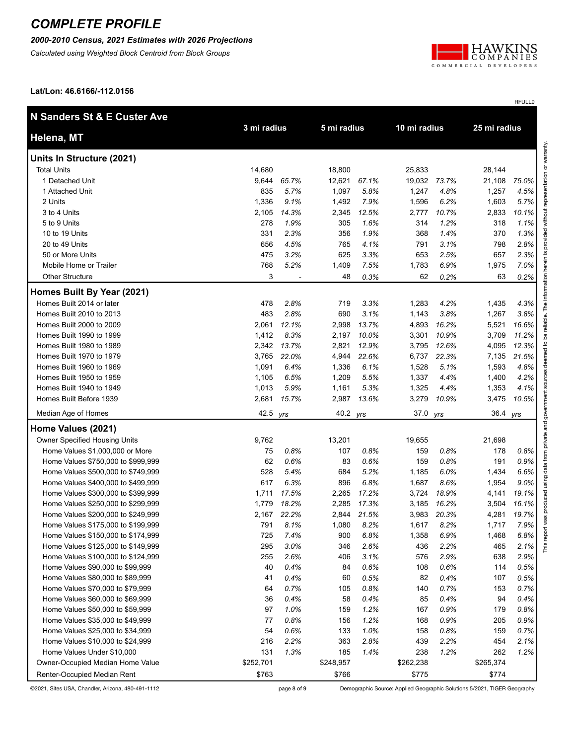# COMPLETE PROFILE

***2000-2010 Census, 2021 Estimates with 2026 Projections***

*Calculated using Weighted Block Centroid from Block Groups*

**Lat/Lon: 46.6166/-112.0156**

RFULL9

| **N Sanders St & E Custer Ave**<br>**Helena, MT** | **3 mi radius** | | **5 mi radius** | | **10 mi radius** | | **25 mi radius** | |
|---|---|---|---|---|---|---|---|---|
| **Units In Structure (2021)** | | | | | | | | |
| Total Units | 14,680 | | 18,800 | | 25,833 | | 28,144 | |
| 1 Detached Unit | 9,644 | *65.7%* | 12,621 | *67.1%* | 19,032 | *73.7%* | 21,108 | *75.0%* |
| 1 Attached Unit | 835 | *5.7%* | 1,097 | *5.8%* | 1,247 | *4.8%* | 1,257 | *4.5%* |
| 2 Units | 1,336 | *9.1%* | 1,492 | *7.9%* | 1,596 | *6.2%* | 1,603 | *5.7%* |
| 3 to 4 Units | 2,105 | *14.3%* | 2,345 | *12.5%* | 2,777 | *10.7%* | 2,833 | *10.1%* |
| 5 to 9 Units | 278 | *1.9%* | 305 | *1.6%* | 314 | *1.2%* | 318 | *1.1%* |
| 10 to 19 Units | 331 | *2.3%* | 356 | *1.9%* | 368 | *1.4%* | 370 | *1.3%* |
| 20 to 49 Units | 656 | *4.5%* | 765 | *4.1%* | 791 | *3.1%* | 798 | *2.8%* |
| 50 or More Units | 475 | *3.2%* | 625 | *3.3%* | 653 | *2.5%* | 657 | *2.3%* |
| Mobile Home or Trailer | 768 | *5.2%* | 1,409 | *7.5%* | 1,783 | *6.9%* | 1,975 | *7.0%* |
| Other Structure | 3 | - | 48 | *0.3%* | 62 | *0.2%* | 63 | *0.2%* |
| **Homes Built By Year (2021)** | | | | | | | | |
| Homes Built 2014 or later | 478 | *2.8%* | 719 | *3.3%* | 1,283 | *4.2%* | 1,435 | *4.3%* |
| Homes Built 2010 to 2013 | 483 | *2.8%* | 690 | *3.1%* | 1,143 | *3.8%* | 1,267 | *3.8%* |
| Homes Built 2000 to 2009 | 2,061 | *12.1%* | 2,998 | *13.7%* | 4,893 | *16.2%* | 5,521 | *16.6%* |
| Homes Built 1990 to 1999 | 1,412 | *8.3%* | 2,197 | *10.0%* | 3,301 | *10.9%* | 3,709 | *11.2%* |
| Homes Built 1980 to 1989 | 2,342 | *13.7%* | 2,821 | *12.9%* | 3,795 | *12.6%* | 4,095 | *12.3%* |
| Homes Built 1970 to 1979 | 3,765 | *22.0%* | 4,944 | *22.6%* | 6,737 | *22.3%* | 7,135 | *21.5%* |
| Homes Built 1960 to 1969 | 1,091 | *6.4%* | 1,336 | *6.1%* | 1,528 | *5.1%* | 1,593 | *4.8%* |
| Homes Built 1950 to 1959 | 1,105 | *6.5%* | 1,209 | *5.5%* | 1,337 | *4.4%* | 1,400 | *4.2%* |
| Homes Built 1940 to 1949 | 1,013 | *5.9%* | 1,161 | *5.3%* | 1,325 | *4.4%* | 1,353 | *4.1%* |
| Homes Built Before 1939 | 2,681 | *15.7%* | 2,987 | *13.6%* | 3,279 | *10.9%* | 3,475 | *10.5%* |
| Median Age of Homes | 42.5 | *yrs* | 40.2 | *yrs* | 37.0 | *yrs* | 36.4 | *yrs* |
| **Home Values (2021)** | | | | | | | | |
| Owner Specified Housing Units | 9,762 | | 13,201 | | 19,655 | | 21,698 | |
| Home Values $1,000,000 or More | 75 | *0.8%* | 107 | *0.8%* | 159 | *0.8%* | 178 | *0.8%* |
| Home Values $750,000 to $999,999 | 62 | *0.6%* | 83 | *0.6%* | 159 | *0.8%* | 191 | *0.9%* |
| Home Values $500,000 to $749,999 | 528 | *5.4%* | 684 | *5.2%* | 1,185 | *6.0%* | 1,434 | *6.6%* |
| Home Values $400,000 to $499,999 | 617 | *6.3%* | 896 | *6.8%* | 1,687 | *8.6%* | 1,954 | *9.0%* |
| Home Values $300,000 to $399,999 | 1,711 | *17.5%* | 2,265 | *17.2%* | 3,724 | *18.9%* | 4,141 | *19.1%* |
| Home Values $250,000 to $299,999 | 1,779 | *18.2%* | 2,285 | *17.3%* | 3,185 | *16.2%* | 3,504 | *16.1%* |
| Home Values $200,000 to $249,999 | 2,167 | *22.2%* | 2,844 | *21.5%* | 3,983 | *20.3%* | 4,281 | *19.7%* |
| Home Values $175,000 to $199,999 | 791 | *8.1%* | 1,080 | *8.2%* | 1,617 | *8.2%* | 1,717 | *7.9%* |
| Home Values $150,000 to $174,999 | 725 | *7.4%* | 900 | *6.8%* | 1,358 | *6.9%* | 1,468 | *6.8%* |
| Home Values $125,000 to $149,999 | 295 | *3.0%* | 346 | *2.6%* | 436 | *2.2%* | 465 | *2.1%* |
| Home Values $100,000 to $124,999 | 255 | *2.6%* | 406 | *3.1%* | 576 | *2.9%* | 638 | *2.9%* |
| Home Values $90,000 to $99,999 | 40 | *0.4%* | 84 | *0.6%* | 108 | *0.6%* | 114 | *0.5%* |
| Home Values $80,000 to $89,999 | 41 | *0.4%* | 60 | *0.5%* | 82 | *0.4%* | 107 | *0.5%* |
| Home Values $70,000 to $79,999 | 64 | *0.7%* | 105 | *0.8%* | 140 | *0.7%* | 153 | *0.7%* |
| Home Values $60,000 to $69,999 | 36 | *0.4%* | 58 | *0.4%* | 85 | *0.4%* | 94 | *0.4%* |
| Home Values $50,000 to $59,999 | 97 | *1.0%* | 159 | *1.2%* | 167 | *0.9%* | 179 | *0.8%* |
| Home Values $35,000 to $49,999 | 77 | *0.8%* | 156 | *1.2%* | 168 | *0.9%* | 205 | *0.9%* |
| Home Values $25,000 to $34,999 | 54 | *0.6%* | 133 | *1.0%* | 158 | *0.8%* | 159 | *0.7%* |
| Home Values $10,000 to $24,999 | 216 | *2.2%* | 363 | *2.8%* | 439 | *2.2%* | 454 | *2.1%* |
| Home Values Under $10,000 | 131 | *1.3%* | 185 | *1.4%* | 238 | *1.2%* | 262 | *1.2%* |
| Owner-Occupied Median Home Value | $252,701 | | $248,957 | | $262,238 | | $265,374 | |
| Renter-Occupied Median Rent | $763 | | $766 | | $775 | | $774 | |

This report was produced using data from private and government sources deemed to be reliable. The information herein is provided without representation or warranty.

©2021, Sites USA, Chandler, Arizona, 480-491-1112 | Demographic Source: Applied Geographic Solutions 5/2021, TIGER Geography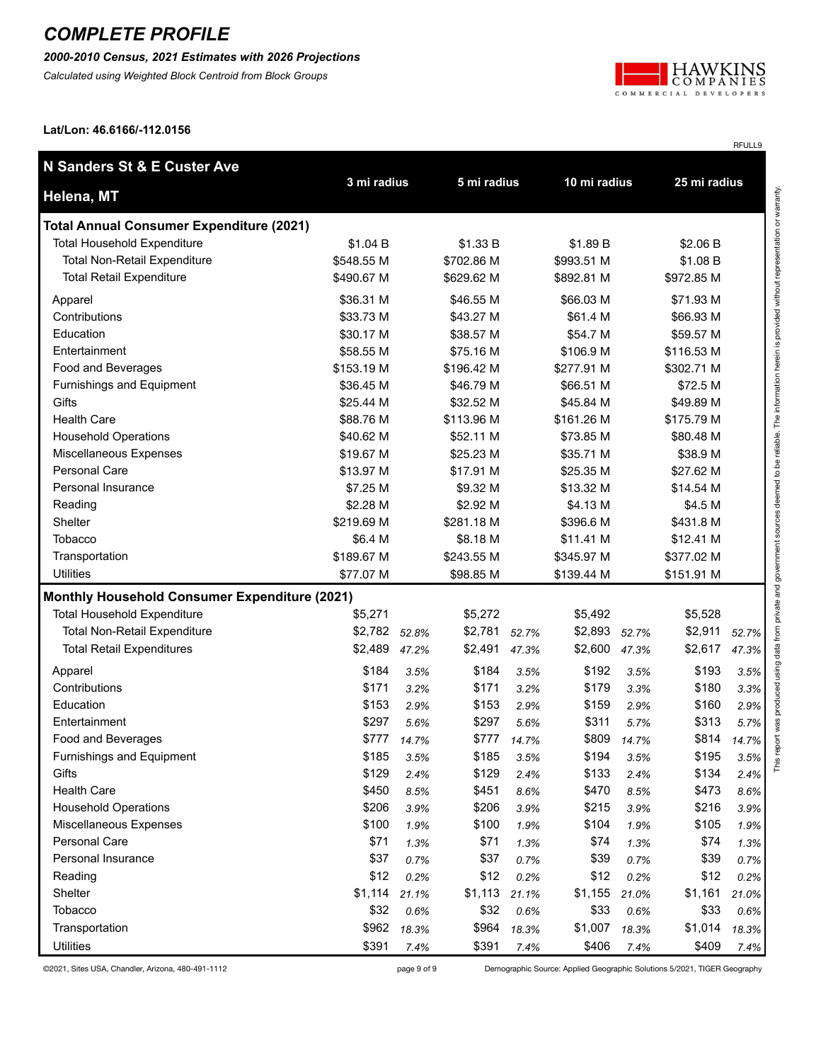# COMPLETE PROFILE

***2000-2010 Census, 2021 Estimates with 2026 Projections***

*Calculated using Weighted Block Centroid from Block Groups*

**Lat/Lon: 46.6166/-112.0156**

RFULL9

| N Sanders St & E Custer Ave<br>Helena, MT | 3 mi radius | | 5 mi radius | | 10 mi radius | | 25 mi radius | |
|---|---|---|---|---|---|---|---|---|
| **Total Annual Consumer Expenditure (2021)** | | | | | | | | |
| Total Household Expenditure | $1.04 B | | $1.33 B | | $1.89 B | | $2.06 B | |
| Total Non-Retail Expenditure | $548.55 M | | $702.86 M | | $993.51 M | | $1.08 B | |
| Total Retail Expenditure | $490.67 M | | $629.62 M | | $892.81 M | | $972.85 M | |
| Apparel | $36.31 M | | $46.55 M | | $66.03 M | | $71.93 M | |
| Contributions | $33.73 M | | $43.27 M | | $61.4 M | | $66.93 M | |
| Education | $30.17 M | | $38.57 M | | $54.7 M | | $59.57 M | |
| Entertainment | $58.55 M | | $75.16 M | | $106.9 M | | $116.53 M | |
| Food and Beverages | $153.19 M | | $196.42 M | | $277.91 M | | $302.71 M | |
| Furnishings and Equipment | $36.45 M | | $46.79 M | | $66.51 M | | $72.5 M | |
| Gifts | $25.44 M | | $32.52 M | | $45.84 M | | $49.89 M | |
| Health Care | $88.76 M | | $113.96 M | | $161.26 M | | $175.79 M | |
| Household Operations | $40.62 M | | $52.11 M | | $73.85 M | | $80.48 M | |
| Miscellaneous Expenses | $19.67 M | | $25.23 M | | $35.71 M | | $38.9 M | |
| Personal Care | $13.97 M | | $17.91 M | | $25.35 M | | $27.62 M | |
| Personal Insurance | $7.25 M | | $9.32 M | | $13.32 M | | $14.54 M | |
| Reading | $2.28 M | | $2.92 M | | $4.13 M | | $4.5 M | |
| Shelter | $219.69 M | | $281.18 M | | $396.6 M | | $431.8 M | |
| Tobacco | $6.4 M | | $8.18 M | | $11.41 M | | $12.41 M | |
| Transportation | $189.67 M | | $243.55 M | | $345.97 M | | $377.02 M | |
| Utilities | $77.07 M | | $98.85 M | | $139.44 M | | $151.91 M | |
| **Monthly Household Consumer Expenditure (2021)** | | | | | | | | |
| Total Household Expenditure | $5,271 | | $5,272 | | $5,492 | | $5,528 | |
| Total Non-Retail Expenditure | $2,782 | *52.8%* | $2,781 | *52.7%* | $2,893 | *52.7%* | $2,911 | *52.7%* |
| Total Retail Expenditures | $2,489 | *47.2%* | $2,491 | *47.3%* | $2,600 | *47.3%* | $2,617 | *47.3%* |
| Apparel | $184 | *3.5%* | $184 | *3.5%* | $192 | *3.5%* | $193 | *3.5%* |
| Contributions | $171 | *3.2%* | $171 | *3.2%* | $179 | *3.3%* | $180 | *3.3%* |
| Education | $153 | *2.9%* | $153 | *2.9%* | $159 | *2.9%* | $160 | *2.9%* |
| Entertainment | $297 | *5.6%* | $297 | *5.6%* | $311 | *5.7%* | $313 | *5.7%* |
| Food and Beverages | $777 | *14.7%* | $777 | *14.7%* | $809 | *14.7%* | $814 | *14.7%* |
| Furnishings and Equipment | $185 | *3.5%* | $185 | *3.5%* | $194 | *3.5%* | $195 | *3.5%* |
| Gifts | $129 | *2.4%* | $129 | *2.4%* | $133 | *2.4%* | $134 | *2.4%* |
| Health Care | $450 | *8.5%* | $451 | *8.6%* | $470 | *8.5%* | $473 | *8.6%* |
| Household Operations | $206 | *3.9%* | $206 | *3.9%* | $215 | *3.9%* | $216 | *3.9%* |
| Miscellaneous Expenses | $100 | *1.9%* | $100 | *1.9%* | $104 | *1.9%* | $105 | *1.9%* |
| Personal Care | $71 | *1.3%* | $71 | *1.3%* | $74 | *1.3%* | $74 | *1.3%* |
| Personal Insurance | $37 | *0.7%* | $37 | *0.7%* | $39 | *0.7%* | $39 | *0.7%* |
| Reading | $12 | *0.2%* | $12 | *0.2%* | $12 | *0.2%* | $12 | *0.2%* |
| Shelter | $1,114 | *21.1%* | $1,113 | *21.1%* | $1,155 | *21.0%* | $1,161 | *21.0%* |
| Tobacco | $32 | *0.6%* | $32 | *0.6%* | $33 | *0.6%* | $33 | *0.6%* |
| Transportation | $962 | *18.3%* | $964 | *18.3%* | $1,007 | *18.3%* | $1,014 | *18.3%* |
| Utilities | $391 | *7.4%* | $391 | *7.4%* | $406 | *7.4%* | $409 | *7.4%* |

This report was produced using data from private and government sources deemed to be reliable. The information herein is provided without representation or warranty.

©2021, Sites USA, Chandler, Arizona, 480-491-1112

Demographic Source: Applied Geographic Solutions 5/2021, TIGER Geography